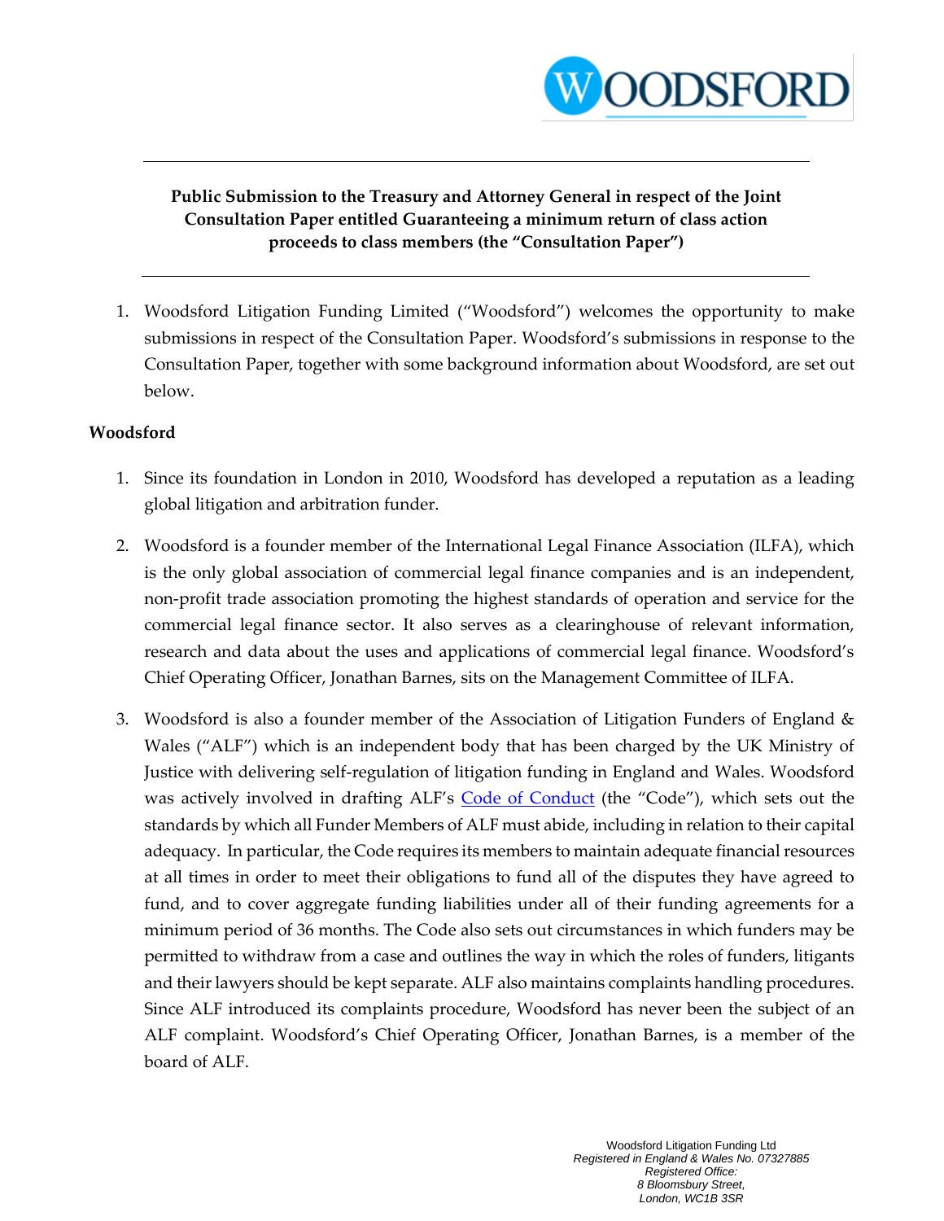**Public Submission to the Treasury and Attorney General in respect of the Joint Consultation Paper entitled Guaranteeing a minimum return of class action proceeds to class members (the "Consultation Paper")**

1. Woodsford Litigation Funding Limited ("Woodsford") welcomes the opportunity to make submissions in respect of the Consultation Paper. Woodsford's submissions in response to the Consultation Paper, together with some background information about Woodsford, are set out below.

**Woodsford**

1. Since its foundation in London in 2010, Woodsford has developed a reputation as a leading global litigation and arbitration funder.

2. Woodsford is a founder member of the International Legal Finance Association (ILFA), which is the only global association of commercial legal finance companies and is an independent, non-profit trade association promoting the highest standards of operation and service for the commercial legal finance sector. It also serves as a clearinghouse of relevant information, research and data about the uses and applications of commercial legal finance. Woodsford's Chief Operating Officer, Jonathan Barnes, sits on the Management Committee of ILFA.

3. Woodsford is also a founder member of the Association of Litigation Funders of England & Wales ("ALF") which is an independent body that has been charged by the UK Ministry of Justice with delivering self-regulation of litigation funding in England and Wales. Woodsford was actively involved in drafting ALF's Code of Conduct (the "Code"), which sets out the standards by which all Funder Members of ALF must abide, including in relation to their capital adequacy. In particular, the Code requires its members to maintain adequate financial resources at all times in order to meet their obligations to fund all of the disputes they have agreed to fund, and to cover aggregate funding liabilities under all of their funding agreements for a minimum period of 36 months. The Code also sets out circumstances in which funders may be permitted to withdraw from a case and outlines the way in which the roles of funders, litigants and their lawyers should be kept separate. ALF also maintains complaints handling procedures. Since ALF introduced its complaints procedure, Woodsford has never been the subject of an ALF complaint. Woodsford's Chief Operating Officer, Jonathan Barnes, is a member of the board of ALF.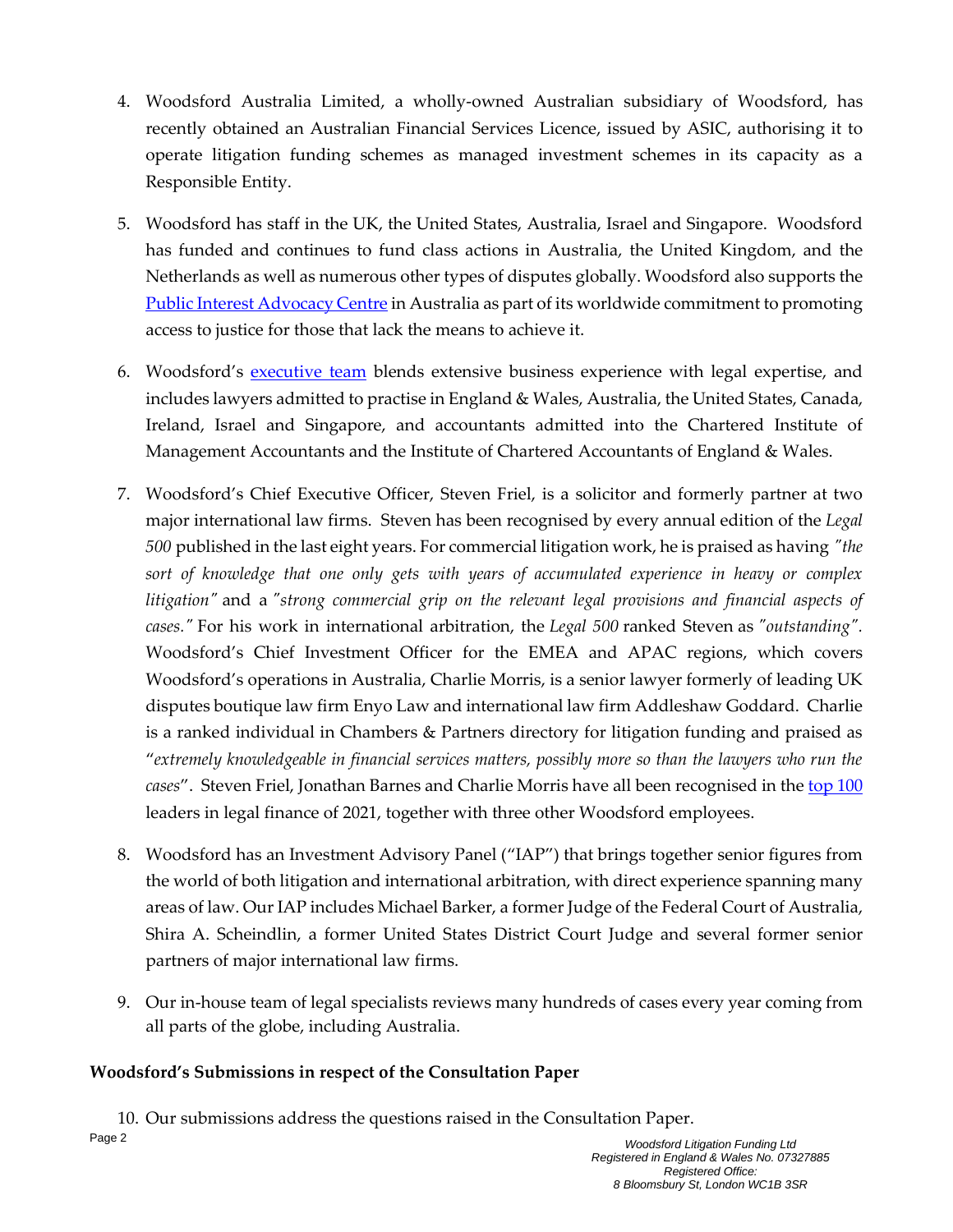4. Woodsford Australia Limited, a wholly-owned Australian subsidiary of Woodsford, has recently obtained an Australian Financial Services Licence, issued by ASIC, authorising it to operate litigation funding schemes as managed investment schemes in its capacity as a Responsible Entity.

5. Woodsford has staff in the UK, the United States, Australia, Israel and Singapore. Woodsford has funded and continues to fund class actions in Australia, the United Kingdom, and the Netherlands as well as numerous other types of disputes globally. Woodsford also supports the Public Interest Advocacy Centre in Australia as part of its worldwide commitment to promoting access to justice for those that lack the means to achieve it.

6. Woodsford's executive team blends extensive business experience with legal expertise, and includes lawyers admitted to practise in England & Wales, Australia, the United States, Canada, Ireland, Israel and Singapore, and accountants admitted into the Chartered Institute of Management Accountants and the Institute of Chartered Accountants of England & Wales.

7. Woodsford's Chief Executive Officer, Steven Friel, is a solicitor and formerly partner at two major international law firms. Steven has been recognised by every annual edition of the *Legal 500* published in the last eight years. For commercial litigation work, he is praised as having *"the sort of knowledge that one only gets with years of accumulated experience in heavy or complex litigation"* and a *"strong commercial grip on the relevant legal provisions and financial aspects of cases."* For his work in international arbitration, the *Legal 500* ranked Steven as *"outstanding".* Woodsford's Chief Investment Officer for the EMEA and APAC regions, which covers Woodsford's operations in Australia, Charlie Morris, is a senior lawyer formerly of leading UK disputes boutique law firm Enyo Law and international law firm Addleshaw Goddard. Charlie is a ranked individual in Chambers & Partners directory for litigation funding and praised as "*extremely knowledgeable in financial services matters, possibly more so than the lawyers who run the cases*". Steven Friel, Jonathan Barnes and Charlie Morris have all been recognised in the top 100 leaders in legal finance of 2021, together with three other Woodsford employees.

8. Woodsford has an Investment Advisory Panel ("IAP") that brings together senior figures from the world of both litigation and international arbitration, with direct experience spanning many areas of law. Our IAP includes Michael Barker, a former Judge of the Federal Court of Australia, Shira A. Scheindlin, a former United States District Court Judge and several former senior partners of major international law firms.

9. Our in-house team of legal specialists reviews many hundreds of cases every year coming from all parts of the globe, including Australia.

**Woodsford's Submissions in respect of the Consultation Paper**

10. Our submissions address the questions raised in the Consultation Paper.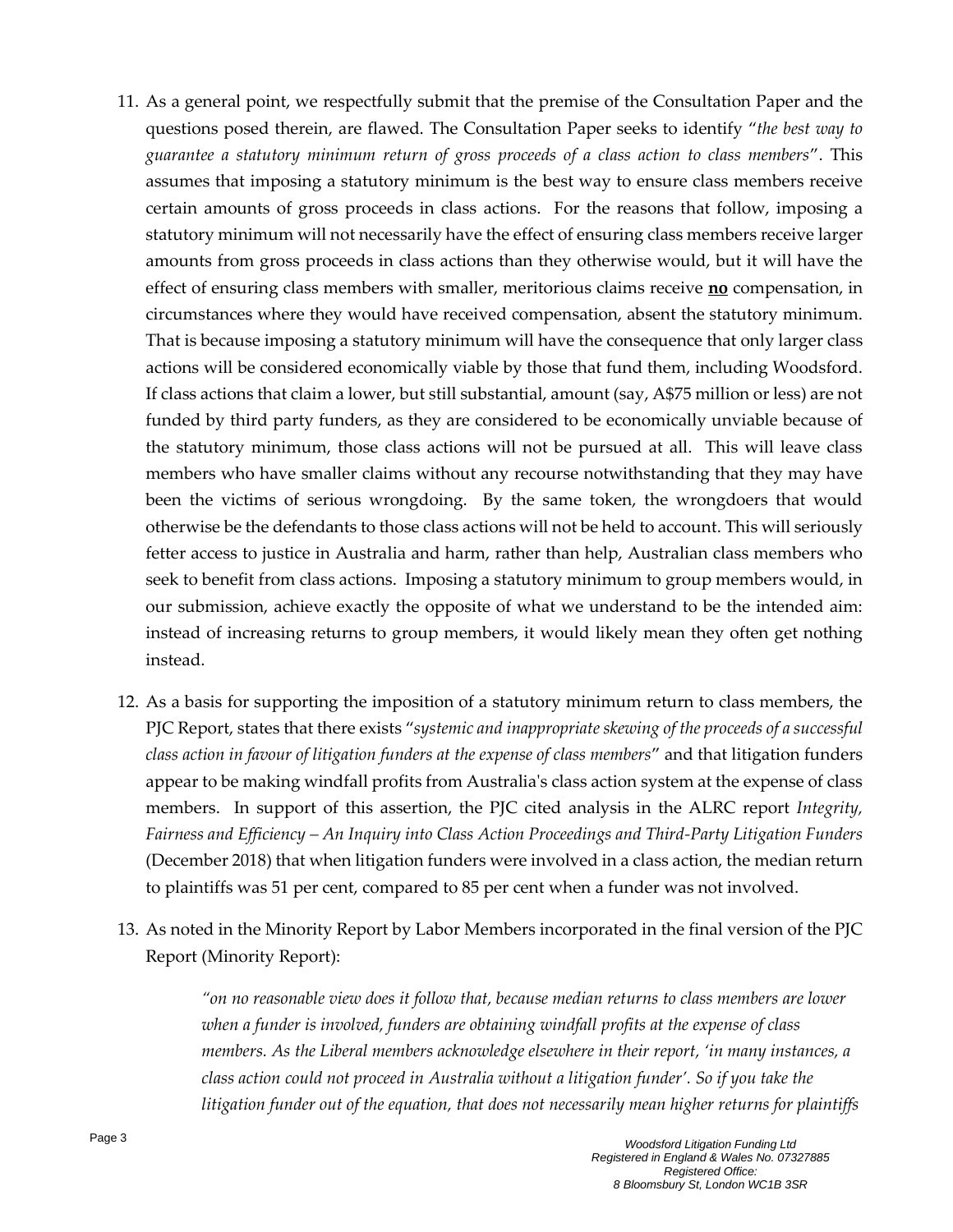11. As a general point, we respectfully submit that the premise of the Consultation Paper and the questions posed therein, are flawed. The Consultation Paper seeks to identify "*the best way to guarantee a statutory minimum return of gross proceeds of a class action to class members*". This assumes that imposing a statutory minimum is the best way to ensure class members receive certain amounts of gross proceeds in class actions. For the reasons that follow, imposing a statutory minimum will not necessarily have the effect of ensuring class members receive larger amounts from gross proceeds in class actions than they otherwise would, but it will have the effect of ensuring class members with smaller, meritorious claims receive **no** compensation, in circumstances where they would have received compensation, absent the statutory minimum. That is because imposing a statutory minimum will have the consequence that only larger class actions will be considered economically viable by those that fund them, including Woodsford. If class actions that claim a lower, but still substantial, amount (say, A$75 million or less) are not funded by third party funders, as they are considered to be economically unviable because of the statutory minimum, those class actions will not be pursued at all. This will leave class members who have smaller claims without any recourse notwithstanding that they may have been the victims of serious wrongdoing. By the same token, the wrongdoers that would otherwise be the defendants to those class actions will not be held to account. This will seriously fetter access to justice in Australia and harm, rather than help, Australian class members who seek to benefit from class actions. Imposing a statutory minimum to group members would, in our submission, achieve exactly the opposite of what we understand to be the intended aim: instead of increasing returns to group members, it would likely mean they often get nothing instead.

12. As a basis for supporting the imposition of a statutory minimum return to class members, the PJC Report, states that there exists "*systemic and inappropriate skewing of the proceeds of a successful class action in favour of litigation funders at the expense of class members*" and that litigation funders appear to be making windfall profits from Australia's class action system at the expense of class members. In support of this assertion, the PJC cited analysis in the ALRC report *Integrity, Fairness and Efficiency – An Inquiry into Class Action Proceedings and Third-Party Litigation Funders* (December 2018) that when litigation funders were involved in a class action, the median return to plaintiffs was 51 per cent, compared to 85 per cent when a funder was not involved.

13. As noted in the Minority Report by Labor Members incorporated in the final version of the PJC Report (Minority Report):

> *"on no reasonable view does it follow that, because median returns to class members are lower when a funder is involved, funders are obtaining windfall profits at the expense of class members. As the Liberal members acknowledge elsewhere in their report, 'in many instances, a class action could not proceed in Australia without a litigation funder'. So if you take the litigation funder out of the equation, that does not necessarily mean higher returns for plaintiffs*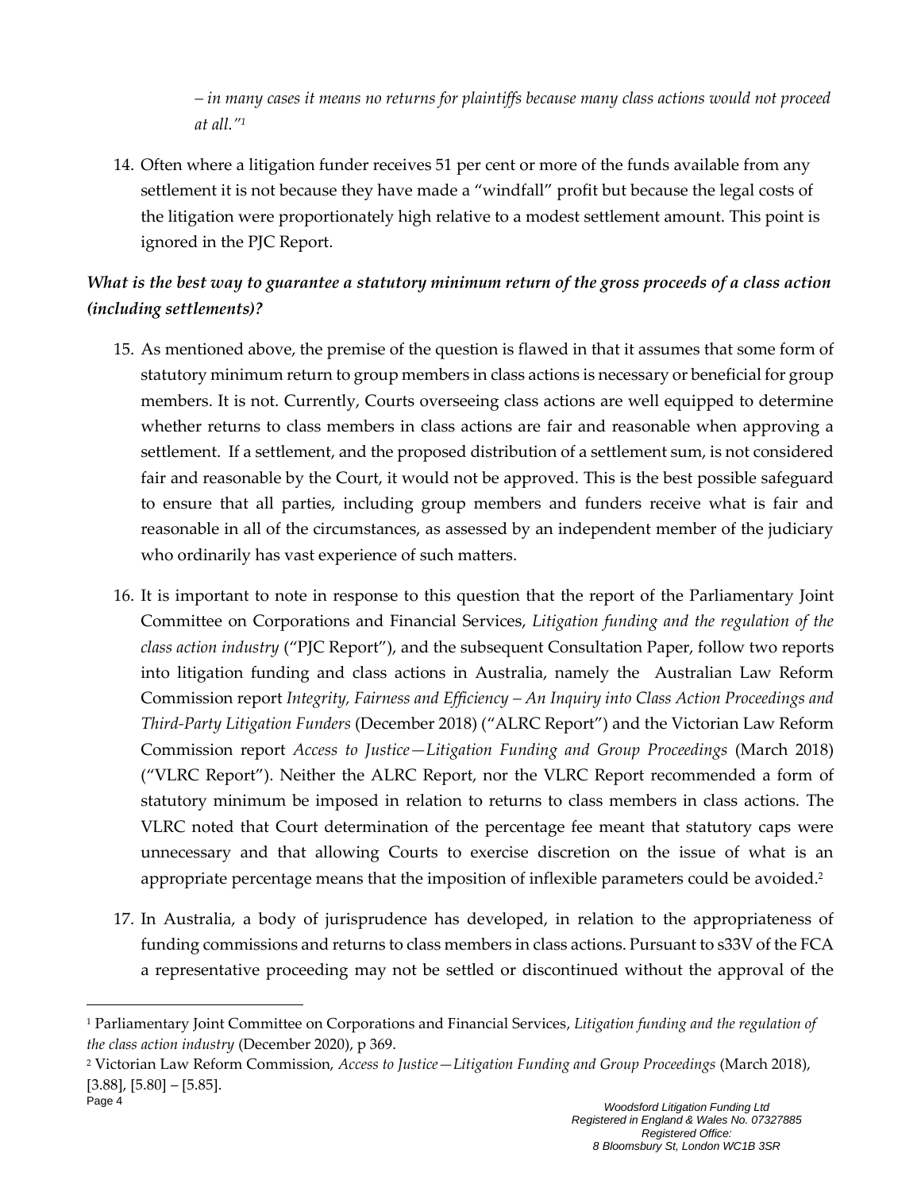*– in many cases it means no returns for plaintiffs because many class actions would not proceed at all."*[1]

14. Often where a litigation funder receives 51 per cent or more of the funds available from any settlement it is not because they have made a "windfall" profit but because the legal costs of the litigation were proportionately high relative to a modest settlement amount. This point is ignored in the PJC Report.

***What is the best way to guarantee a statutory minimum return of the gross proceeds of a class action (including settlements)?***

15. As mentioned above, the premise of the question is flawed in that it assumes that some form of statutory minimum return to group members in class actions is necessary or beneficial for group members. It is not. Currently, Courts overseeing class actions are well equipped to determine whether returns to class members in class actions are fair and reasonable when approving a settlement. If a settlement, and the proposed distribution of a settlement sum, is not considered fair and reasonable by the Court, it would not be approved. This is the best possible safeguard to ensure that all parties, including group members and funders receive what is fair and reasonable in all of the circumstances, as assessed by an independent member of the judiciary who ordinarily has vast experience of such matters.

16. It is important to note in response to this question that the report of the Parliamentary Joint Committee on Corporations and Financial Services, *Litigation funding and the regulation of the class action industry* ("PJC Report"), and the subsequent Consultation Paper, follow two reports into litigation funding and class actions in Australia, namely the Australian Law Reform Commission report *Integrity, Fairness and Efficiency – An Inquiry into Class Action Proceedings and Third-Party Litigation Funders* (December 2018) ("ALRC Report") and the Victorian Law Reform Commission report *Access to Justice—Litigation Funding and Group Proceedings* (March 2018) ("VLRC Report"). Neither the ALRC Report, nor the VLRC Report recommended a form of statutory minimum be imposed in relation to returns to class members in class actions. The VLRC noted that Court determination of the percentage fee meant that statutory caps were unnecessary and that allowing Courts to exercise discretion on the issue of what is an appropriate percentage means that the imposition of inflexible parameters could be avoided.[2]

17. In Australia, a body of jurisprudence has developed, in relation to the appropriateness of funding commissions and returns to class members in class actions. Pursuant to s33V of the FCA a representative proceeding may not be settled or discontinued without the approval of the

---

[1] Parliamentary Joint Committee on Corporations and Financial Services, *Litigation funding and the regulation of the class action industry* (December 2020), p 369.

[2] Victorian Law Reform Commission, *Access to Justice—Litigation Funding and Group Proceedings* (March 2018), [3.88], [5.80] – [5.85].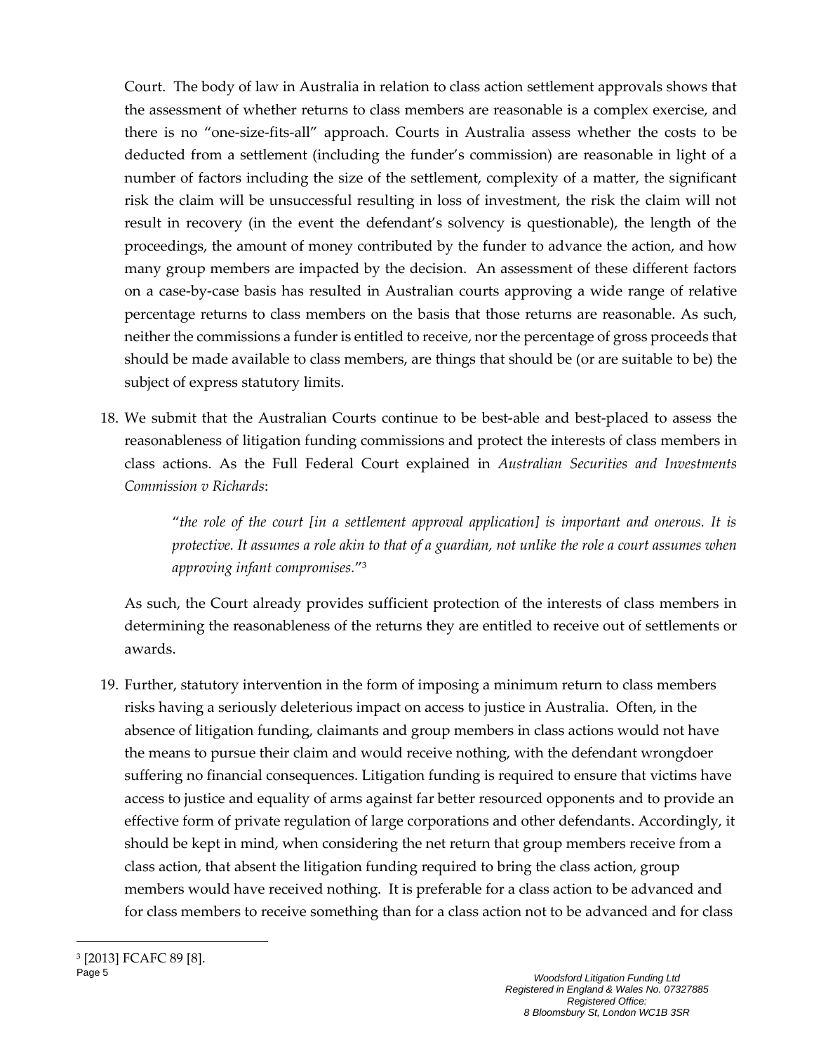Court. The body of law in Australia in relation to class action settlement approvals shows that the assessment of whether returns to class members are reasonable is a complex exercise, and there is no "one-size-fits-all" approach. Courts in Australia assess whether the costs to be deducted from a settlement (including the funder's commission) are reasonable in light of a number of factors including the size of the settlement, complexity of a matter, the significant risk the claim will be unsuccessful resulting in loss of investment, the risk the claim will not result in recovery (in the event the defendant's solvency is questionable), the length of the proceedings, the amount of money contributed by the funder to advance the action, and how many group members are impacted by the decision. An assessment of these different factors on a case-by-case basis has resulted in Australian courts approving a wide range of relative percentage returns to class members on the basis that those returns are reasonable. As such, neither the commissions a funder is entitled to receive, nor the percentage of gross proceeds that should be made available to class members, are things that should be (or are suitable to be) the subject of express statutory limits.

18. We submit that the Australian Courts continue to be best-able and best-placed to assess the reasonableness of litigation funding commissions and protect the interests of class members in class actions. As the Full Federal Court explained in *Australian Securities and Investments Commission v Richards*:

   > "*the role of the court [in a settlement approval application] is important and onerous. It is protective. It assumes a role akin to that of a guardian, not unlike the role a court assumes when approving infant compromises.*"[3]

   As such, the Court already provides sufficient protection of the interests of class members in determining the reasonableness of the returns they are entitled to receive out of settlements or awards.

19. Further, statutory intervention in the form of imposing a minimum return to class members risks having a seriously deleterious impact on access to justice in Australia. Often, in the absence of litigation funding, claimants and group members in class actions would not have the means to pursue their claim and would receive nothing, with the defendant wrongdoer suffering no financial consequences. Litigation funding is required to ensure that victims have access to justice and equality of arms against far better resourced opponents and to provide an effective form of private regulation of large corporations and other defendants. Accordingly, it should be kept in mind, when considering the net return that group members receive from a class action, that absent the litigation funding required to bring the class action, group members would have received nothing. It is preferable for a class action to be advanced and for class members to receive something than for a class action not to be advanced and for class

---

[3] [2013] FCAFC 89 [8].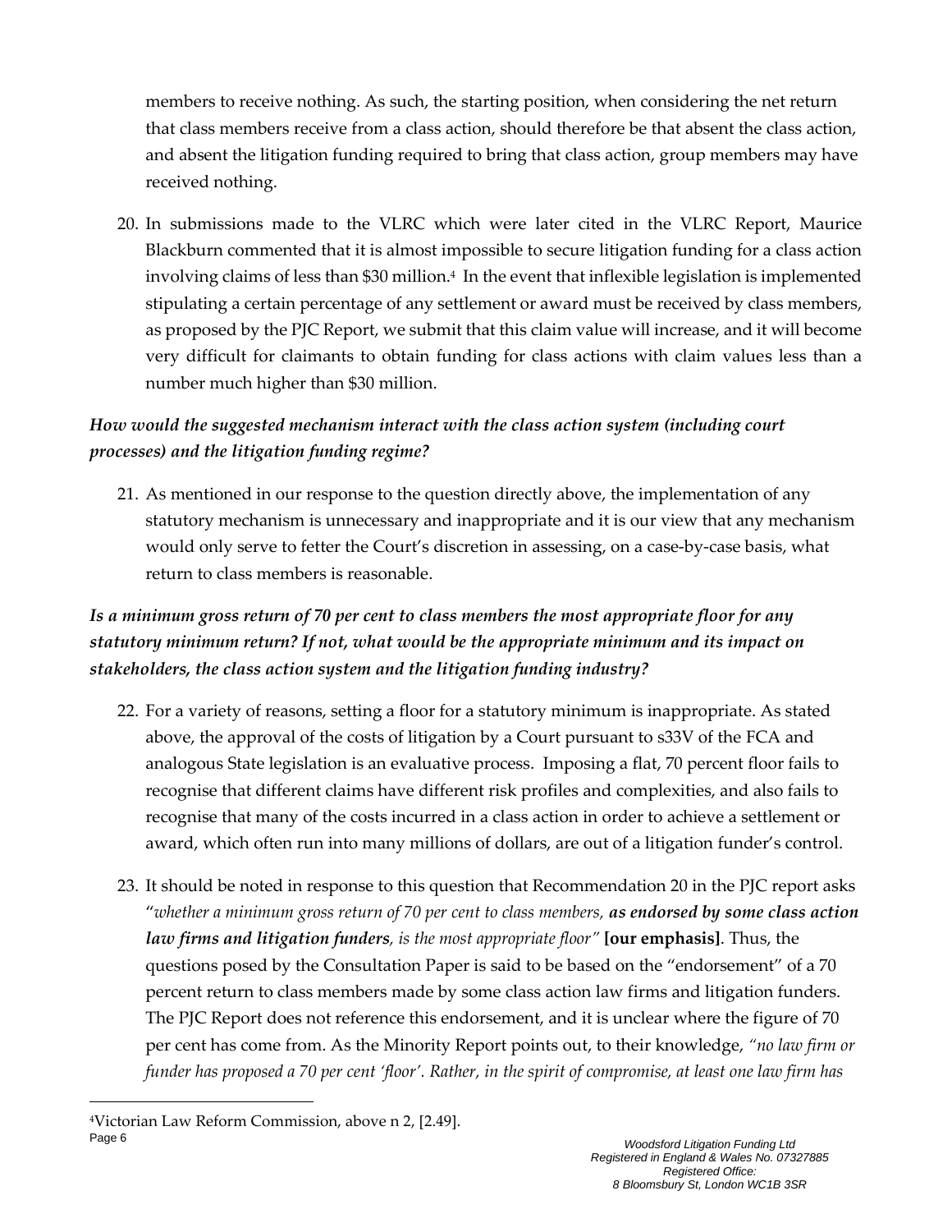members to receive nothing. As such, the starting position, when considering the net return that class members receive from a class action, should therefore be that absent the class action, and absent the litigation funding required to bring that class action, group members may have received nothing.

20. In submissions made to the VLRC which were later cited in the VLRC Report, Maurice Blackburn commented that it is almost impossible to secure litigation funding for a class action involving claims of less than $30 million.[4] In the event that inflexible legislation is implemented stipulating a certain percentage of any settlement or award must be received by class members, as proposed by the PJC Report, we submit that this claim value will increase, and it will become very difficult for claimants to obtain funding for class actions with claim values less than a number much higher than $30 million.

### *How would the suggested mechanism interact with the class action system (including court processes) and the litigation funding regime?*

21. As mentioned in our response to the question directly above, the implementation of any statutory mechanism is unnecessary and inappropriate and it is our view that any mechanism would only serve to fetter the Court's discretion in assessing, on a case-by-case basis, what return to class members is reasonable.

### *Is a minimum gross return of 70 per cent to class members the most appropriate floor for any statutory minimum return? If not, what would be the appropriate minimum and its impact on stakeholders, the class action system and the litigation funding industry?*

22. For a variety of reasons, setting a floor for a statutory minimum is inappropriate. As stated above, the approval of the costs of litigation by a Court pursuant to s33V of the FCA and analogous State legislation is an evaluative process. Imposing a flat, 70 percent floor fails to recognise that different claims have different risk profiles and complexities, and also fails to recognise that many of the costs incurred in a class action in order to achieve a settlement or award, which often run into many millions of dollars, are out of a litigation funder's control.

23. It should be noted in response to this question that Recommendation 20 in the PJC report asks "*whether a minimum gross return of 70 per cent to class members, **as endorsed by some class action law firms and litigation funders**, is the most appropriate floor"* **[our emphasis]**. Thus, the questions posed by the Consultation Paper is said to be based on the "endorsement" of a 70 percent return to class members made by some class action law firms and litigation funders. The PJC Report does not reference this endorsement, and it is unclear where the figure of 70 per cent has come from. As the Minority Report points out, to their knowledge, *"no law firm or funder has proposed a 70 per cent 'floor'. Rather, in the spirit of compromise, at least one law firm has*

---

[4] Victorian Law Reform Commission, above n 2, [2.49].

*Woodsford Litigation Funding Ltd*
*Registered in England & Wales No. 07327885*
*Registered Office:*
*8 Bloomsbury St, London WC1B 3SR*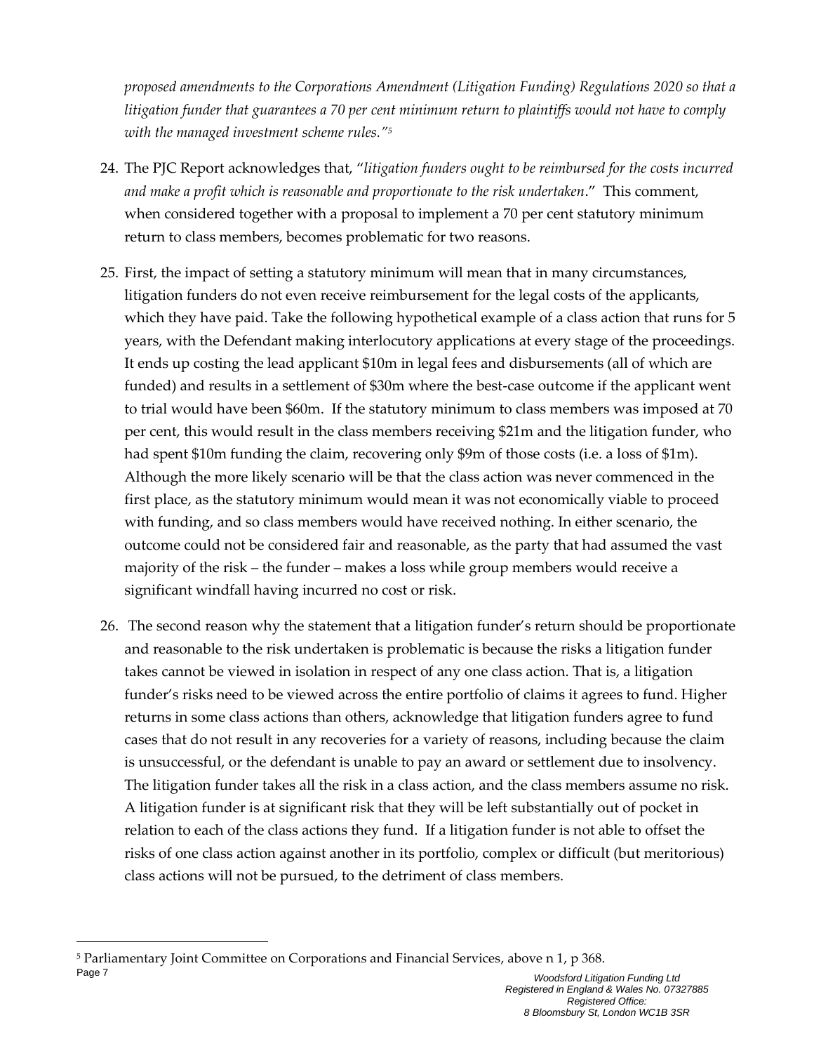*proposed amendments to the Corporations Amendment (Litigation Funding) Regulations 2020 so that a litigation funder that guarantees a 70 per cent minimum return to plaintiffs would not have to comply with the managed investment scheme rules."*[5]

24. The PJC Report acknowledges that, "*litigation funders ought to be reimbursed for the costs incurred and make a profit which is reasonable and proportionate to the risk undertaken*." This comment, when considered together with a proposal to implement a 70 per cent statutory minimum return to class members, becomes problematic for two reasons.

25. First, the impact of setting a statutory minimum will mean that in many circumstances, litigation funders do not even receive reimbursement for the legal costs of the applicants, which they have paid. Take the following hypothetical example of a class action that runs for 5 years, with the Defendant making interlocutory applications at every stage of the proceedings. It ends up costing the lead applicant \$10m in legal fees and disbursements (all of which are funded) and results in a settlement of \$30m where the best-case outcome if the applicant went to trial would have been \$60m. If the statutory minimum to class members was imposed at 70 per cent, this would result in the class members receiving \$21m and the litigation funder, who had spent \$10m funding the claim, recovering only \$9m of those costs (i.e. a loss of \$1m). Although the more likely scenario will be that the class action was never commenced in the first place, as the statutory minimum would mean it was not economically viable to proceed with funding, and so class members would have received nothing. In either scenario, the outcome could not be considered fair and reasonable, as the party that had assumed the vast majority of the risk – the funder – makes a loss while group members would receive a significant windfall having incurred no cost or risk.

26. The second reason why the statement that a litigation funder's return should be proportionate and reasonable to the risk undertaken is problematic is because the risks a litigation funder takes cannot be viewed in isolation in respect of any one class action. That is, a litigation funder's risks need to be viewed across the entire portfolio of claims it agrees to fund. Higher returns in some class actions than others, acknowledge that litigation funders agree to fund cases that do not result in any recoveries for a variety of reasons, including because the claim is unsuccessful, or the defendant is unable to pay an award or settlement due to insolvency. The litigation funder takes all the risk in a class action, and the class members assume no risk. A litigation funder is at significant risk that they will be left substantially out of pocket in relation to each of the class actions they fund. If a litigation funder is not able to offset the risks of one class action against another in its portfolio, complex or difficult (but meritorious) class actions will not be pursued, to the detriment of class members.

[5] Parliamentary Joint Committee on Corporations and Financial Services, above n 1, p 368.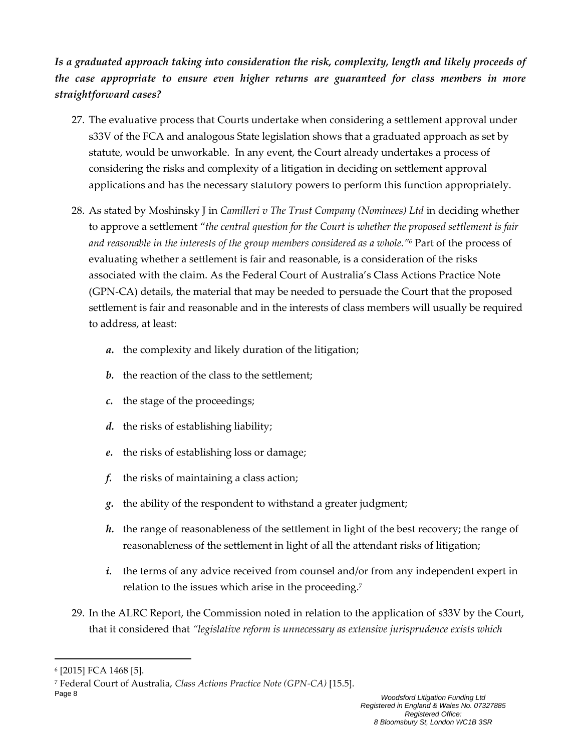***Is a graduated approach taking into consideration the risk, complexity, length and likely proceeds of the case appropriate to ensure even higher returns are guaranteed for class members in more straightforward cases?***

27. The evaluative process that Courts undertake when considering a settlement approval under s33V of the FCA and analogous State legislation shows that a graduated approach as set by statute, would be unworkable. In any event, the Court already undertakes a process of considering the risks and complexity of a litigation in deciding on settlement approval applications and has the necessary statutory powers to perform this function appropriately.

28. As stated by Moshinsky J in *Camilleri v The Trust Company (Nominees) Ltd* in deciding whether to approve a settlement "*the central question for the Court is whether the proposed settlement is fair and reasonable in the interests of the group members considered as a whole.*"[6] Part of the process of evaluating whether a settlement is fair and reasonable, is a consideration of the risks associated with the claim. As the Federal Court of Australia's Class Actions Practice Note (GPN-CA) details, the material that may be needed to persuade the Court that the proposed settlement is fair and reasonable and in the interests of class members will usually be required to address, at least:

    ***a.*** the complexity and likely duration of the litigation;

    ***b.*** the reaction of the class to the settlement;

    ***c.*** the stage of the proceedings;

    ***d.*** the risks of establishing liability;

    ***e.*** the risks of establishing loss or damage;

    ***f.*** the risks of maintaining a class action;

    ***g.*** the ability of the respondent to withstand a greater judgment;

    ***h.*** the range of reasonableness of the settlement in light of the best recovery; the range of reasonableness of the settlement in light of all the attendant risks of litigation;

    ***i.*** the terms of any advice received from counsel and/or from any independent expert in relation to the issues which arise in the proceeding.[7]

29. In the ALRC Report, the Commission noted in relation to the application of s33V by the Court, that it considered that *"legislative reform is unnecessary as extensive jurisprudence exists which*

---

[6] [2015] FCA 1468 [5].

[7] Federal Court of Australia, *Class Actions Practice Note (GPN-CA)* [15.5].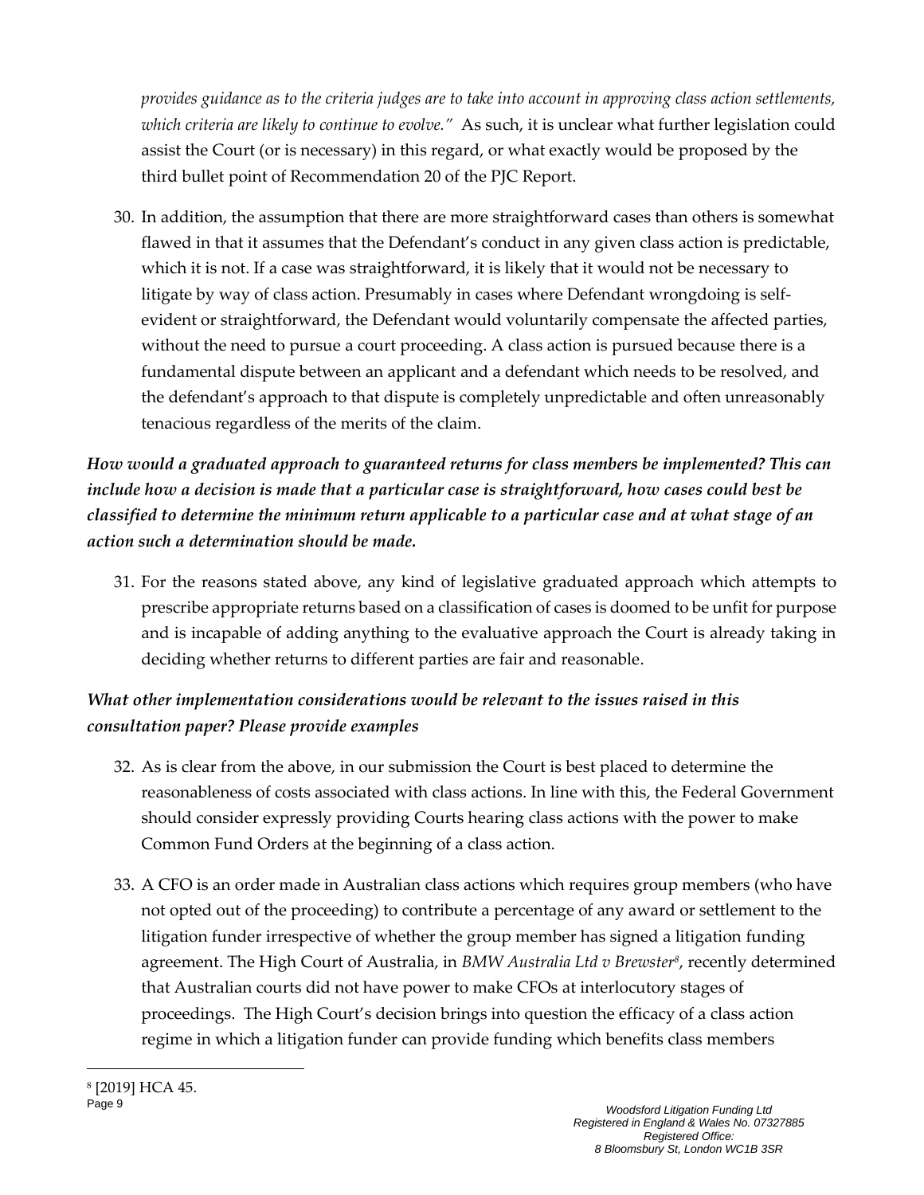*provides guidance as to the criteria judges are to take into account in approving class action settlements, which criteria are likely to continue to evolve."* As such, it is unclear what further legislation could assist the Court (or is necessary) in this regard, or what exactly would be proposed by the third bullet point of Recommendation 20 of the PJC Report.

30. In addition, the assumption that there are more straightforward cases than others is somewhat flawed in that it assumes that the Defendant's conduct in any given class action is predictable, which it is not. If a case was straightforward, it is likely that it would not be necessary to litigate by way of class action. Presumably in cases where Defendant wrongdoing is self-evident or straightforward, the Defendant would voluntarily compensate the affected parties, without the need to pursue a court proceeding. A class action is pursued because there is a fundamental dispute between an applicant and a defendant which needs to be resolved, and the defendant's approach to that dispute is completely unpredictable and often unreasonably tenacious regardless of the merits of the claim.

***How would a graduated approach to guaranteed returns for class members be implemented? This can include how a decision is made that a particular case is straightforward, how cases could best be classified to determine the minimum return applicable to a particular case and at what stage of an action such a determination should be made.***

31. For the reasons stated above, any kind of legislative graduated approach which attempts to prescribe appropriate returns based on a classification of cases is doomed to be unfit for purpose and is incapable of adding anything to the evaluative approach the Court is already taking in deciding whether returns to different parties are fair and reasonable.

***What other implementation considerations would be relevant to the issues raised in this consultation paper? Please provide examples***

32. As is clear from the above, in our submission the Court is best placed to determine the reasonableness of costs associated with class actions. In line with this, the Federal Government should consider expressly providing Courts hearing class actions with the power to make Common Fund Orders at the beginning of a class action.

33. A CFO is an order made in Australian class actions which requires group members (who have not opted out of the proceeding) to contribute a percentage of any award or settlement to the litigation funder irrespective of whether the group member has signed a litigation funding agreement. The High Court of Australia, in *BMW Australia Ltd v Brewster*[8], recently determined that Australian courts did not have power to make CFOs at interlocutory stages of proceedings. The High Court's decision brings into question the efficacy of a class action regime in which a litigation funder can provide funding which benefits class members

[8] [2019] HCA 45.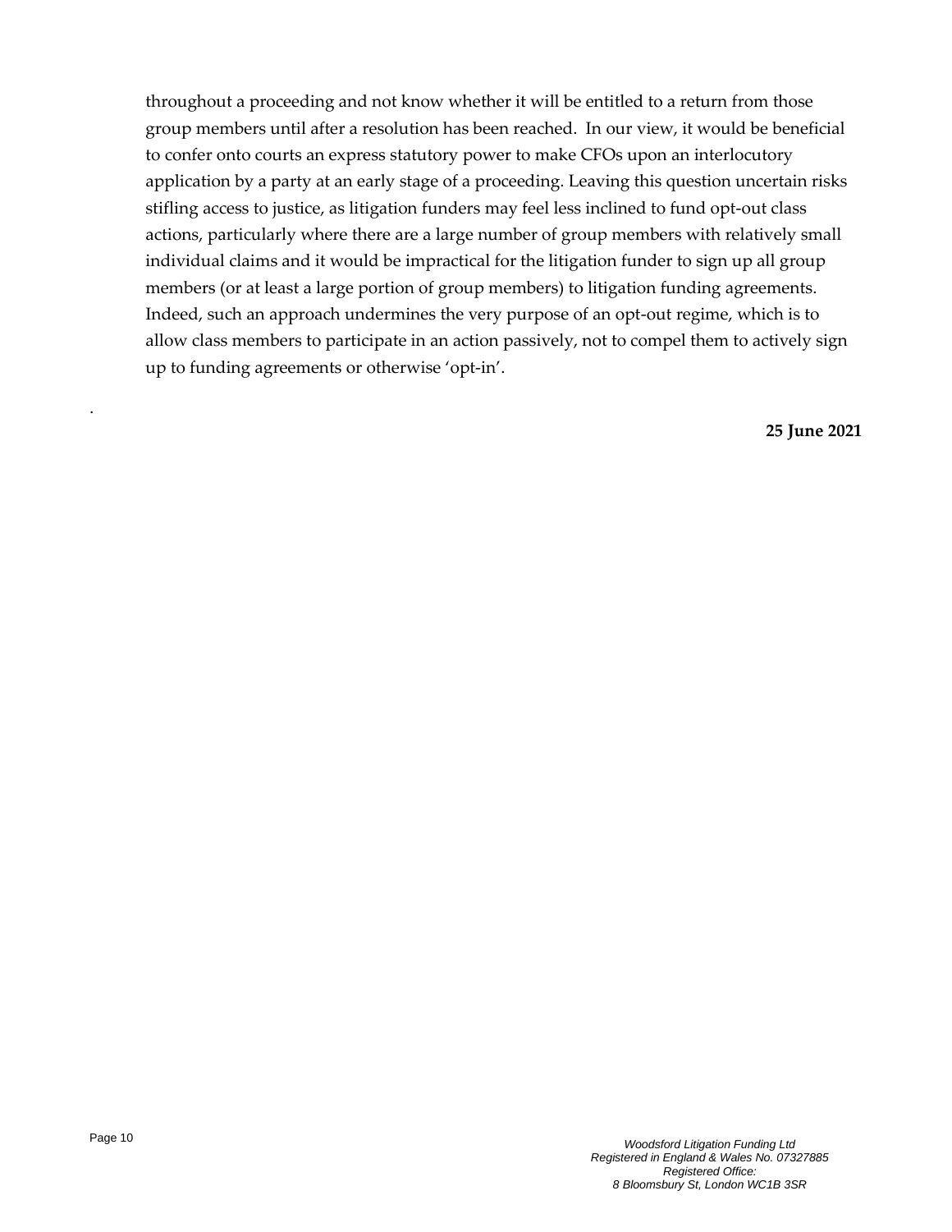throughout a proceeding and not know whether it will be entitled to a return from those group members until after a resolution has been reached. In our view, it would be beneficial to confer onto courts an express statutory power to make CFOs upon an interlocutory application by a party at an early stage of a proceeding. Leaving this question uncertain risks stifling access to justice, as litigation funders may feel less inclined to fund opt-out class actions, particularly where there are a large number of group members with relatively small individual claims and it would be impractical for the litigation funder to sign up all group members (or at least a large portion of group members) to litigation funding agreements. Indeed, such an approach undermines the very purpose of an opt-out regime, which is to allow class members to participate in an action passively, not to compel them to actively sign up to funding agreements or otherwise 'opt-in'.

**25 June 2021**